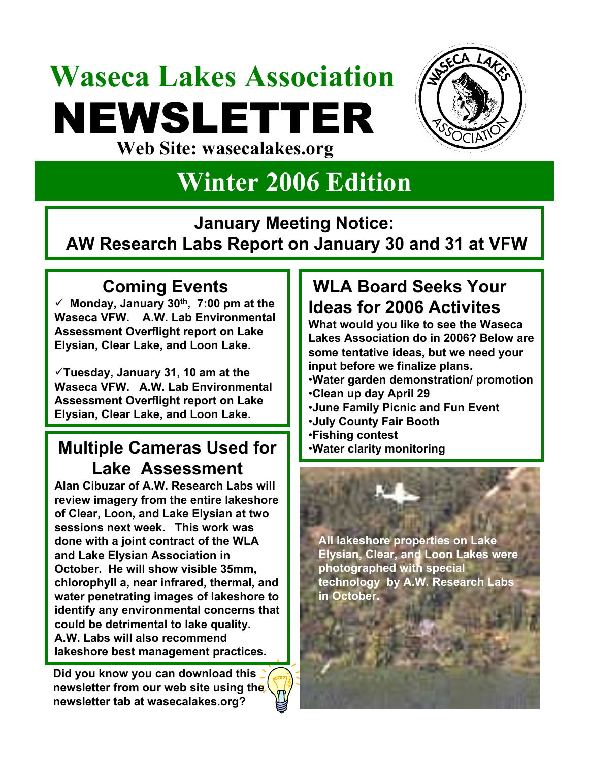# Waseca Lakes Association NEWSLETTER

**Web Site: wasecalakes.org**

## Winter 2006 Edition

### January Meeting Notice: AW Research Labs Report on January 30 and 31 at VFW

## Coming Events

- ✓ **Monday, January 30th, 7:00 pm at the Waseca VFW. A.W. Lab Environmental Assessment Overflight report on Lake Elysian, Clear Lake, and Loon Lake.**

- ✓ **Tuesday, January 31, 10 am at the Waseca VFW. A.W. Lab Environmental Assessment Overflight report on Lake Elysian, Clear Lake, and Loon Lake.**

## Multiple Cameras Used for Lake Assessment

**Alan Cibuzar of A.W. Research Labs will review imagery from the entire lakeshore of Clear, Loon, and Lake Elysian at two sessions next week. This work was done with a joint contract of the WLA and Lake Elysian Association in October. He will show visible 35mm, chlorophyll a, near infrared, thermal, and water penetrating images of lakeshore to identify any environmental concerns that could be detrimental to lake quality. A.W. Labs will also recommend lakeshore best management practices.**

**Did you know you can download this newsletter from our web site using the newsletter tab at wasecalakes.org?**

## WLA Board Seeks Your Ideas for 2006 Activites

**What would you like to see the Waseca Lakes Association do in 2006? Below are some tentative ideas, but we need your input before we finalize plans.**

- **Water garden demonstration/ promotion**
- **Clean up day April 29**
- **June Family Picnic and Fun Event**
- **July County Fair Booth**
- **Fishing contest**
- **Water clarity monitoring**

**All lakeshore properties on Lake Elysian, Clear, and Loon Lakes were photographed with special technology by A.W. Research Labs in October.**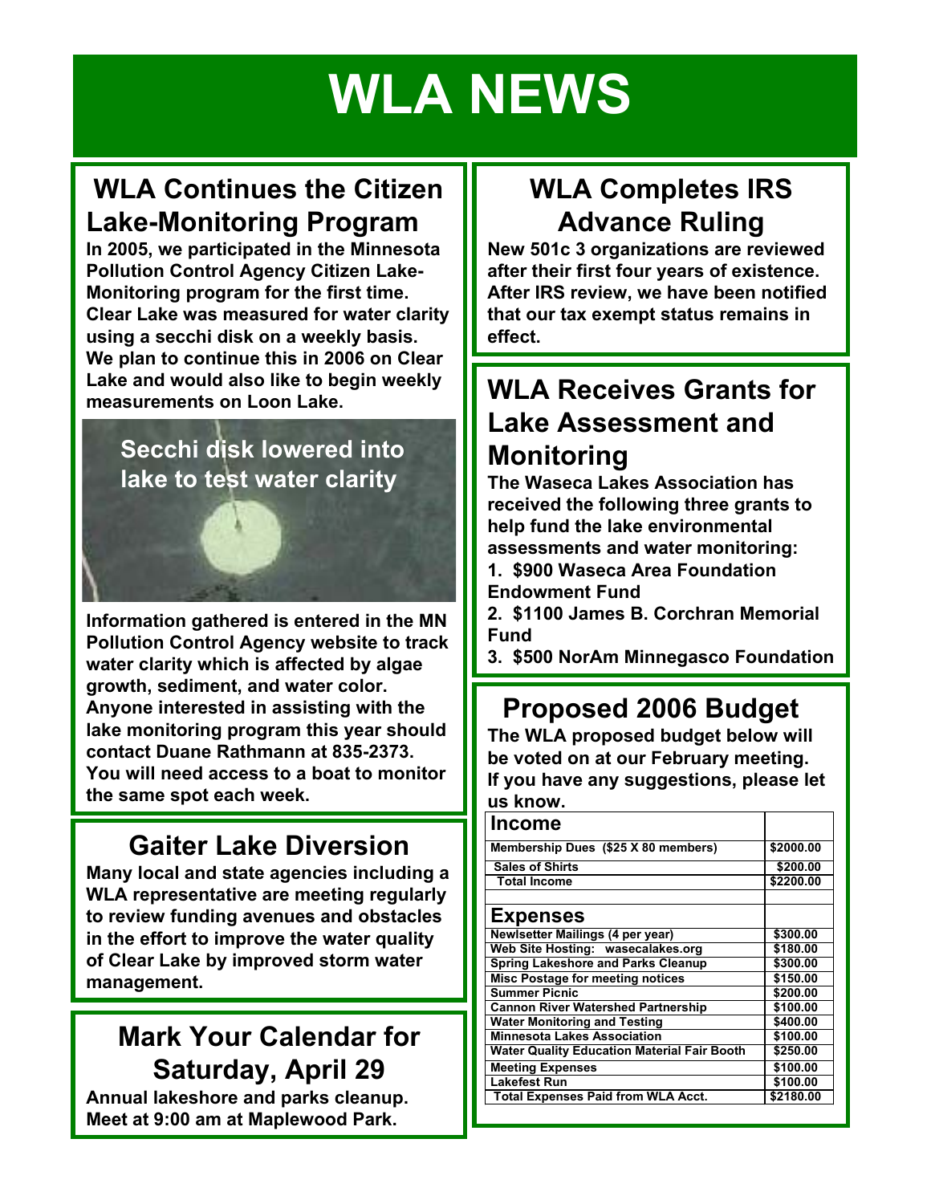# WLA NEWS

## WLA Continues the Citizen Lake-Monitoring Program

**In 2005, we participated in the Minnesota Pollution Control Agency Citizen Lake-Monitoring program for the first time. Clear Lake was measured for water clarity using a secchi disk on a weekly basis. We plan to continue this in 2006 on Clear Lake and would also like to begin weekly measurements on Loon Lake.**

**Secchi disk lowered into lake to test water clarity**

**Information gathered is entered in the MN Pollution Control Agency website to track water clarity which is affected by algae growth, sediment, and water color. Anyone interested in assisting with the lake monitoring program this year should contact Duane Rathmann at 835-2373. You will need access to a boat to monitor the same spot each week.**

## Gaiter Lake Diversion

**Many local and state agencies including a WLA representative are meeting regularly to review funding avenues and obstacles in the effort to improve the water quality of Clear Lake by improved storm water management.**

## Mark Your Calendar for Saturday, April 29

**Annual lakeshore and parks cleanup. Meet at 9:00 am at Maplewood Park.**

## WLA Completes IRS Advance Ruling

**New 501c 3 organizations are reviewed after their first four years of existence. After IRS review, we have been notified that our tax exempt status remains in effect.**

## WLA Receives Grants for Lake Assessment and Monitoring

**The Waseca Lakes Association has received the following three grants to help fund the lake environmental assessments and water monitoring:**

1. **$900 Waseca Area Foundation Endowment Fund**
2. **$1100 James B. Corchran Memorial Fund**
3. **$500 NorAm Minnegasco Foundation**

## Proposed 2006 Budget

**The WLA proposed budget below will be voted on at our February meeting. If you have any suggestions, please let us know.**

| **Income** | |
|---|---|
| Membership Dues ($25 X 80 members) | $2000.00 |
| Sales of Shirts | $200.00 |
| Total Income | $2200.00 |
| | |
| **Expenses** | |
| Newlsetter Mailings (4 per year) | $300.00 |
| Web Site Hosting: wasecalakes.org | $180.00 |
| Spring Lakeshore and Parks Cleanup | $300.00 |
| Misc Postage for meeting notices | $150.00 |
| Summer Picnic | $200.00 |
| Cannon River Watershed Partnership | $100.00 |
| Water Monitoring and Testing | $400.00 |
| Minnesota Lakes Association | $100.00 |
| Water Quality Education Material Fair Booth | $250.00 |
| Meeting Expenses | $100.00 |
| Lakefest Run | $100.00 |
| Total Expenses Paid from WLA Acct. | $2180.00 |